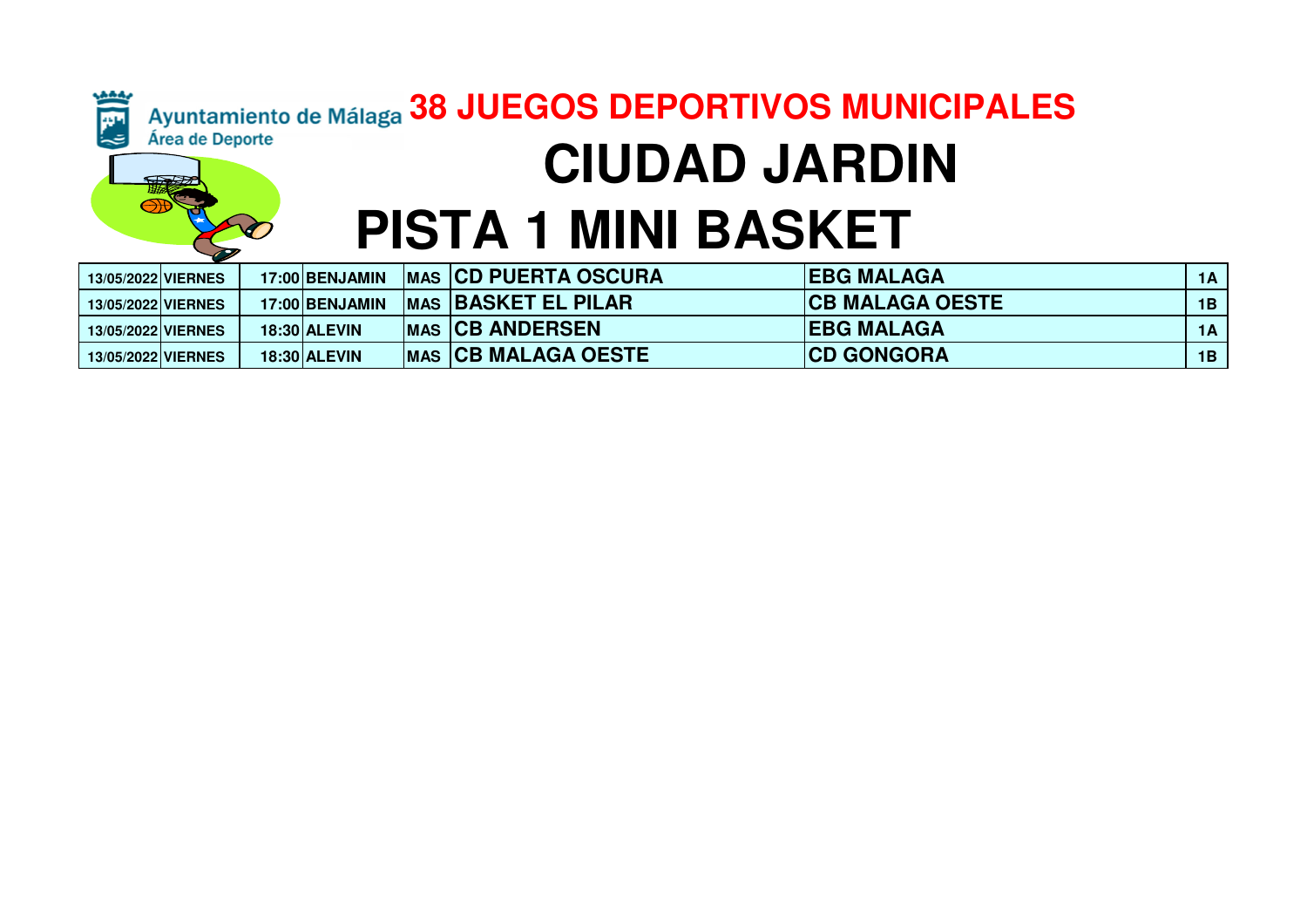Ayuntamiento de Málaga
Área de Deporte

# 38 JUEGOS DEPORTIVOS MUNICIPALES

# CIUDAD JARDIN

# PISTA 1 MINI BASKET

| | | | | | | | |
|---|---|---|---|---|---|---|---|
| 13/05/2022 | VIERNES | 17:00 | BENJAMIN | MAS | CD PUERTA OSCURA | EBG MALAGA | 1A |
| 13/05/2022 | VIERNES | 17:00 | BENJAMIN | MAS | BASKET EL PILAR | CB MALAGA OESTE | 1B |
| 13/05/2022 | VIERNES | 18:30 | ALEVIN | MAS | CB ANDERSEN | EBG MALAGA | 1A |
| 13/05/2022 | VIERNES | 18:30 | ALEVIN | MAS | CB MALAGA OESTE | CD GONGORA | 1B |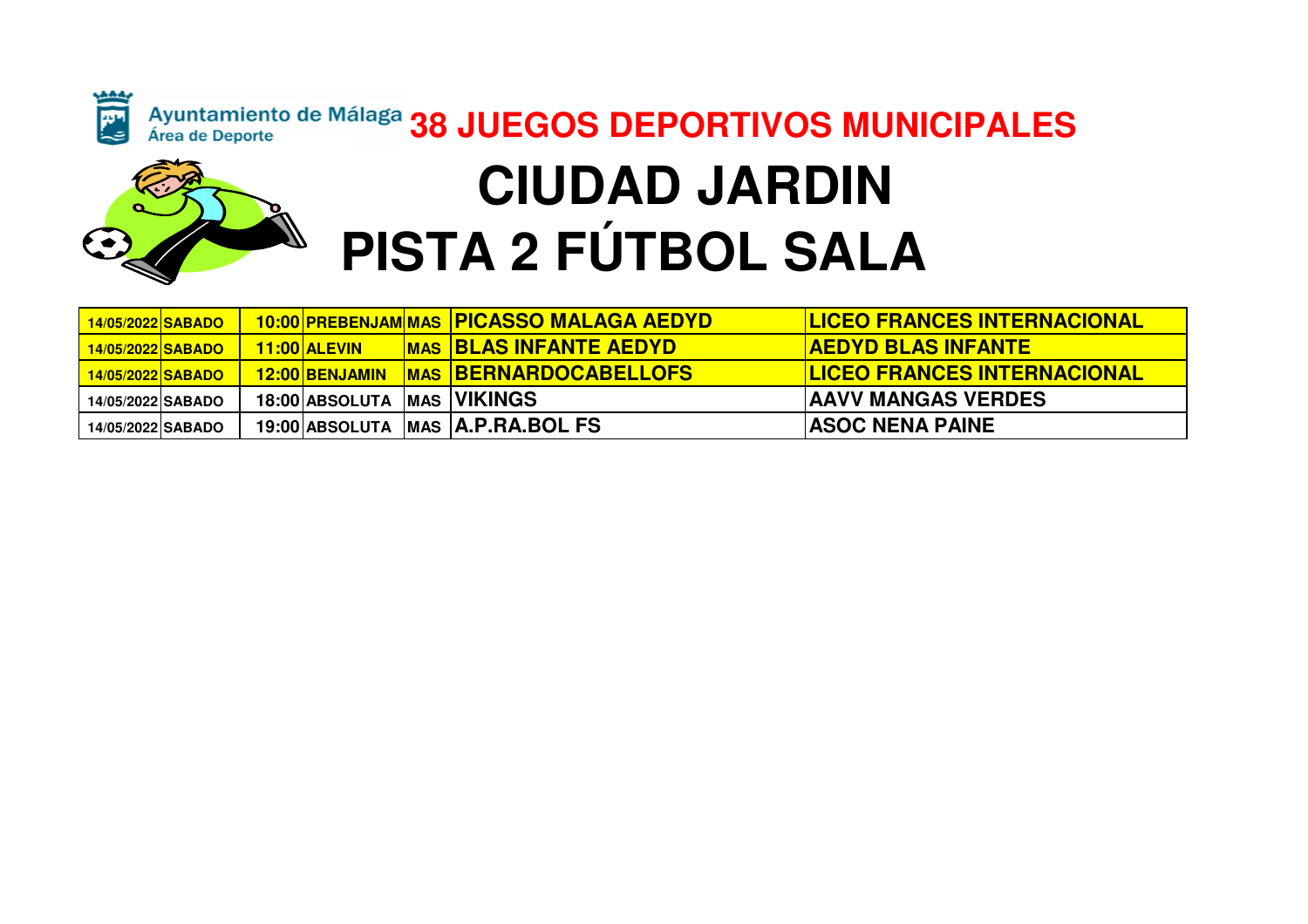Ayuntamiento de Málaga
Área de Deporte

# 38 JUEGOS DEPORTIVOS MUNICIPALES

# CIUDAD JARDIN
# PISTA 2 FÚTBOL SALA

| Fecha | Día | Hora | Categoría | Sexo | Local | Visitante |
|---|---|---|---|---|---|---|
| 14/05/2022 | SABADO | 10:00 | PREBENJAM | MAS | PICASSO MALAGA AEDYD | LICEO FRANCES INTERNACIONAL |
| 14/05/2022 | SABADO | 11:00 | ALEVIN | MAS | BLAS INFANTE AEDYD | AEDYD BLAS INFANTE |
| 14/05/2022 | SABADO | 12:00 | BENJAMIN | MAS | BERNARDOCABELLOFS | LICEO FRANCES INTERNACIONAL |
| 14/05/2022 | SABADO | 18:00 | ABSOLUTA | MAS | VIKINGS | AAVV MANGAS VERDES |
| 14/05/2022 | SABADO | 19:00 | ABSOLUTA | MAS | A.P.RA.BOL FS | ASOC NENA PAINE |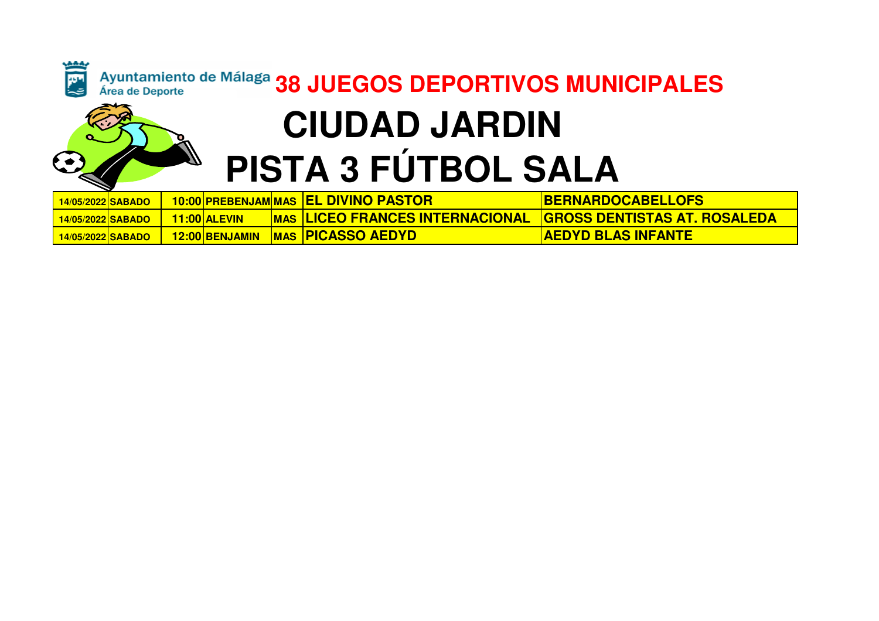Ayuntamiento de Málaga
Área de Deporte

# 38 JUEGOS DEPORTIVOS MUNICIPALES

# CIUDAD JARDIN

# PISTA 3 FÚTBOL SALA

| | | | | | | | |
|---|---|---|---|---|---|---|---|
| 14/05/2022 | SABADO | | 10:00 | PREBENJAM | MAS | EL DIVINO PASTOR | BERNARDOCABELLOFS |
| 14/05/2022 | SABADO | | 11:00 | ALEVIN | MAS | LICEO FRANCES INTERNACIONAL | GROSS DENTISTAS AT. ROSALEDA |
| 14/05/2022 | SABADO | | 12:00 | BENJAMIN | MAS | PICASSO AEDYD | AEDYD BLAS INFANTE |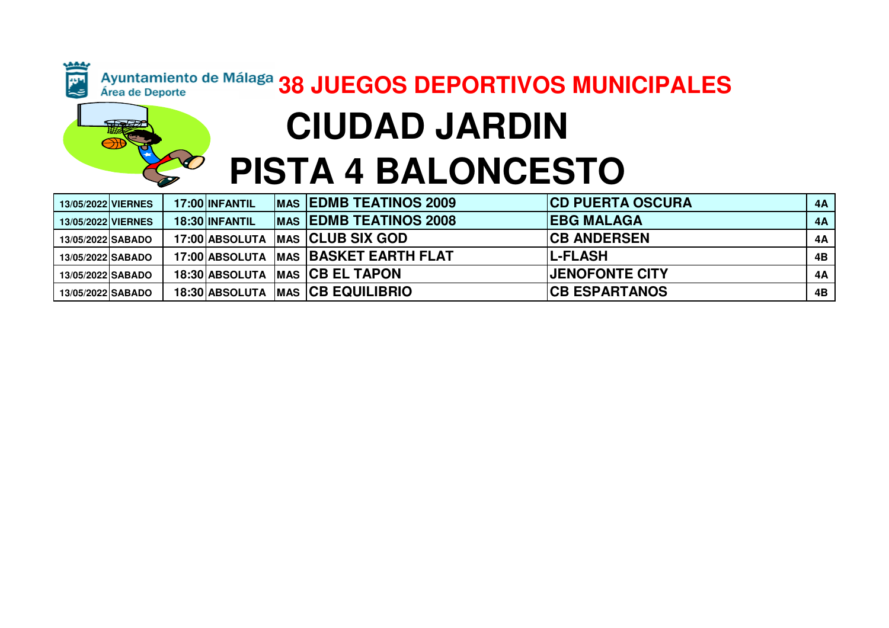Ayuntamiento de Málaga
Área de Deporte

# 38 JUEGOS DEPORTIVOS MUNICIPALES

# CIUDAD JARDIN

# PISTA 4 BALONCESTO

| | | | | | | | |
|---|---|---|---|---|---|---|---|
| 13/05/2022 | VIERNES | 17:00 | INFANTIL | MAS | EDMB TEATINOS 2009 | CD PUERTA OSCURA | 4A |
| 13/05/2022 | VIERNES | 18:30 | INFANTIL | MAS | EDMB TEATINOS 2008 | EBG MALAGA | 4A |
| 13/05/2022 | SABADO | 17:00 | ABSOLUTA | MAS | CLUB SIX GOD | CB ANDERSEN | 4A |
| 13/05/2022 | SABADO | 17:00 | ABSOLUTA | MAS | BASKET EARTH FLAT | L-FLASH | 4B |
| 13/05/2022 | SABADO | 18:30 | ABSOLUTA | MAS | CB EL TAPON | JENOFONTE CITY | 4A |
| 13/05/2022 | SABADO | 18:30 | ABSOLUTA | MAS | CB EQUILIBRIO | CB ESPARTANOS | 4B |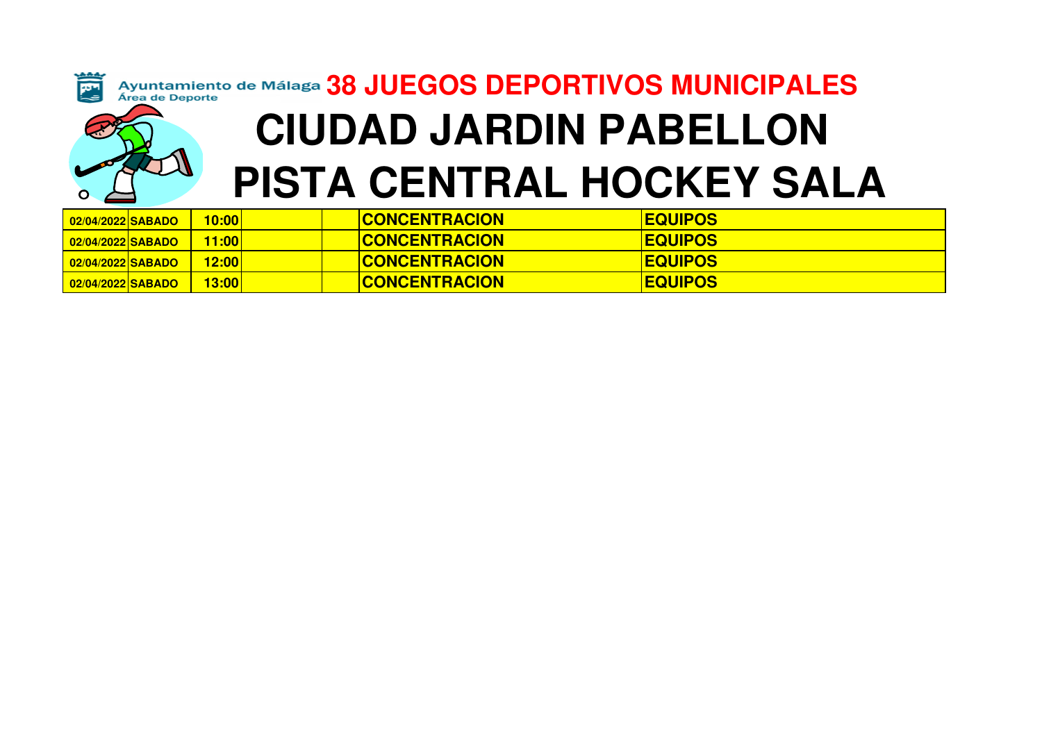Ayuntamiento de Málaga
Área de Deporte

# 38 JUEGOS DEPORTIVOS MUNICIPALES

# CIUDAD JARDIN PABELLON

# PISTA CENTRAL HOCKEY SALA

| | | | | | | |
|---|---|---|---|---|---|---|
| 02/04/2022 | SABADO | 10:00 | | | CONCENTRACION | EQUIPOS |
| 02/04/2022 | SABADO | 11:00 | | | CONCENTRACION | EQUIPOS |
| 02/04/2022 | SABADO | 12:00 | | | CONCENTRACION | EQUIPOS |
| 02/04/2022 | SABADO | 13:00 | | | CONCENTRACION | EQUIPOS |